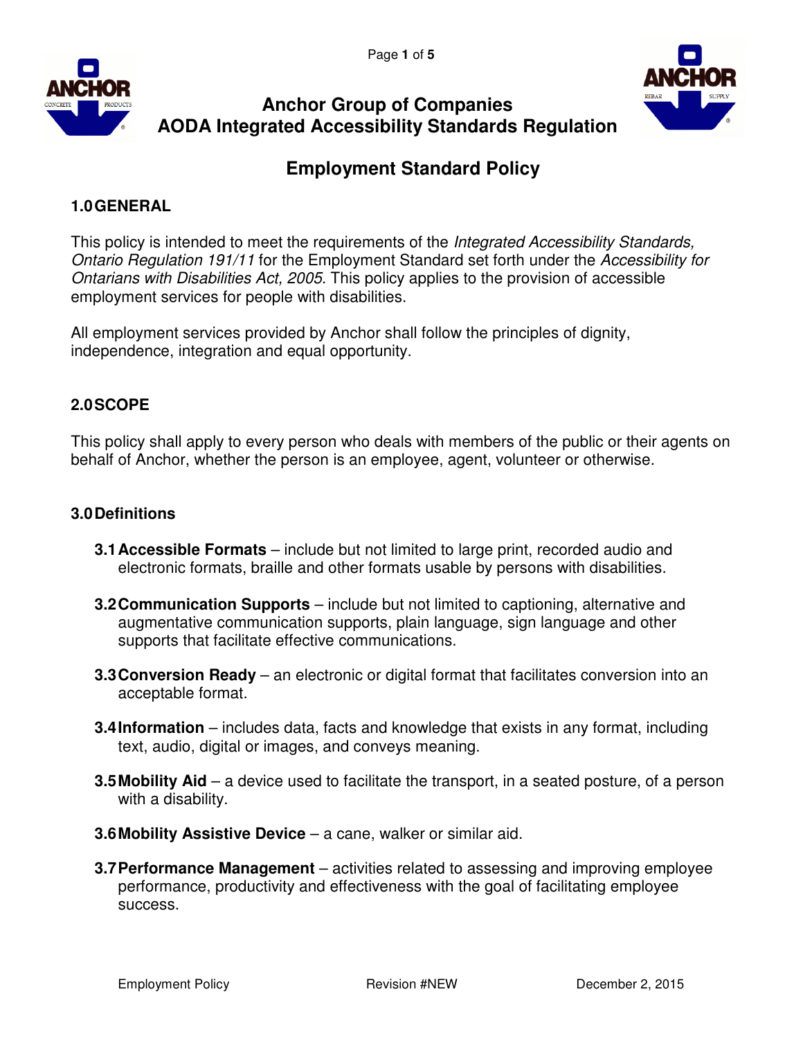# Anchor Group of Companies
# AODA Integrated Accessibility Standards Regulation

## Employment Standard Policy

### 1.0 GENERAL

This policy is intended to meet the requirements of the *Integrated Accessibility Standards, Ontario Regulation 191/11* for the Employment Standard set forth under the *Accessibility for Ontarians with Disabilities Act, 2005.* This policy applies to the provision of accessible employment services for people with disabilities.

All employment services provided by Anchor shall follow the principles of dignity, independence, integration and equal opportunity.

### 2.0 SCOPE

This policy shall apply to every person who deals with members of the public or their agents on behalf of Anchor, whether the person is an employee, agent, volunteer or otherwise.

### 3.0 Definitions

**3.1 Accessible Formats** – include but not limited to large print, recorded audio and electronic formats, braille and other formats usable by persons with disabilities.

**3.2 Communication Supports** – include but not limited to captioning, alternative and augmentative communication supports, plain language, sign language and other supports that facilitate effective communications.

**3.3 Conversion Ready** – an electronic or digital format that facilitates conversion into an acceptable format.

**3.4 Information** – includes data, facts and knowledge that exists in any format, including text, audio, digital or images, and conveys meaning.

**3.5 Mobility Aid** – a device used to facilitate the transport, in a seated posture, of a person with a disability.

**3.6 Mobility Assistive Device** – a cane, walker or similar aid.

**3.7 Performance Management** – activities related to assessing and improving employee performance, productivity and effectiveness with the goal of facilitating employee success.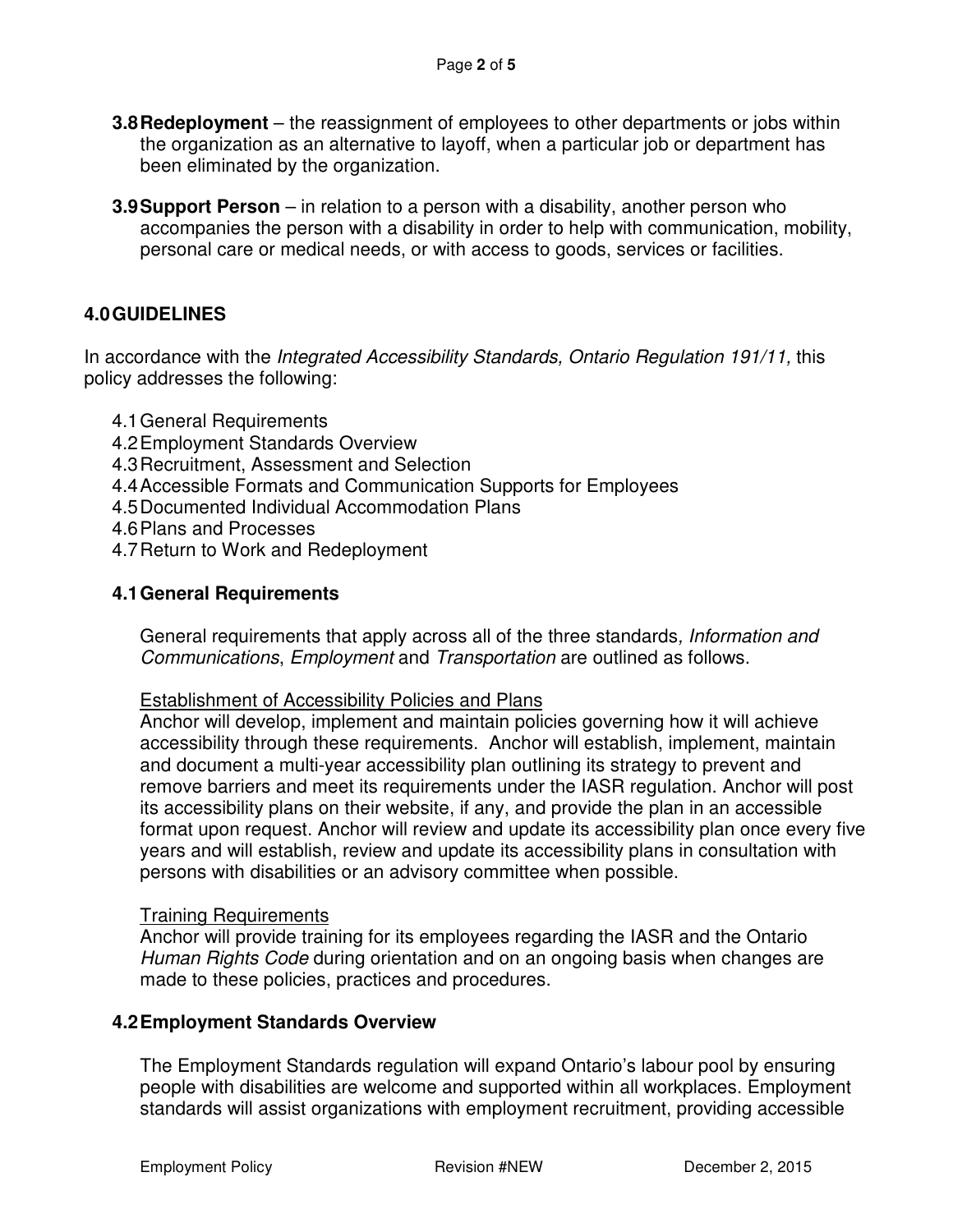**3.8 Redeployment** – the reassignment of employees to other departments or jobs within the organization as an alternative to layoff, when a particular job or department has been eliminated by the organization.

**3.9 Support Person** – in relation to a person with a disability, another person who accompanies the person with a disability in order to help with communication, mobility, personal care or medical needs, or with access to goods, services or facilities.

## 4.0 GUIDELINES

In accordance with the *Integrated Accessibility Standards, Ontario Regulation 191/11,* this policy addresses the following:

- 4.1 General Requirements
- 4.2 Employment Standards Overview
- 4.3 Recruitment, Assessment and Selection
- 4.4 Accessible Formats and Communication Supports for Employees
- 4.5 Documented Individual Accommodation Plans
- 4.6 Plans and Processes
- 4.7 Return to Work and Redeployment

### 4.1 General Requirements

General requirements that apply across all of the three standards*, Information and Communications*, *Employment* and *Transportation* are outlined as follows.

<u>Establishment of Accessibility Policies and Plans</u>
Anchor will develop, implement and maintain policies governing how it will achieve accessibility through these requirements. Anchor will establish, implement, maintain and document a multi-year accessibility plan outlining its strategy to prevent and remove barriers and meet its requirements under the IASR regulation. Anchor will post its accessibility plans on their website, if any, and provide the plan in an accessible format upon request. Anchor will review and update its accessibility plan once every five years and will establish, review and update its accessibility plans in consultation with persons with disabilities or an advisory committee when possible.

<u>Training Requirements</u>
Anchor will provide training for its employees regarding the IASR and the Ontario *Human Rights Code* during orientation and on an ongoing basis when changes are made to these policies, practices and procedures.

### 4.2 Employment Standards Overview

The Employment Standards regulation will expand Ontario's labour pool by ensuring people with disabilities are welcome and supported within all workplaces. Employment standards will assist organizations with employment recruitment, providing accessible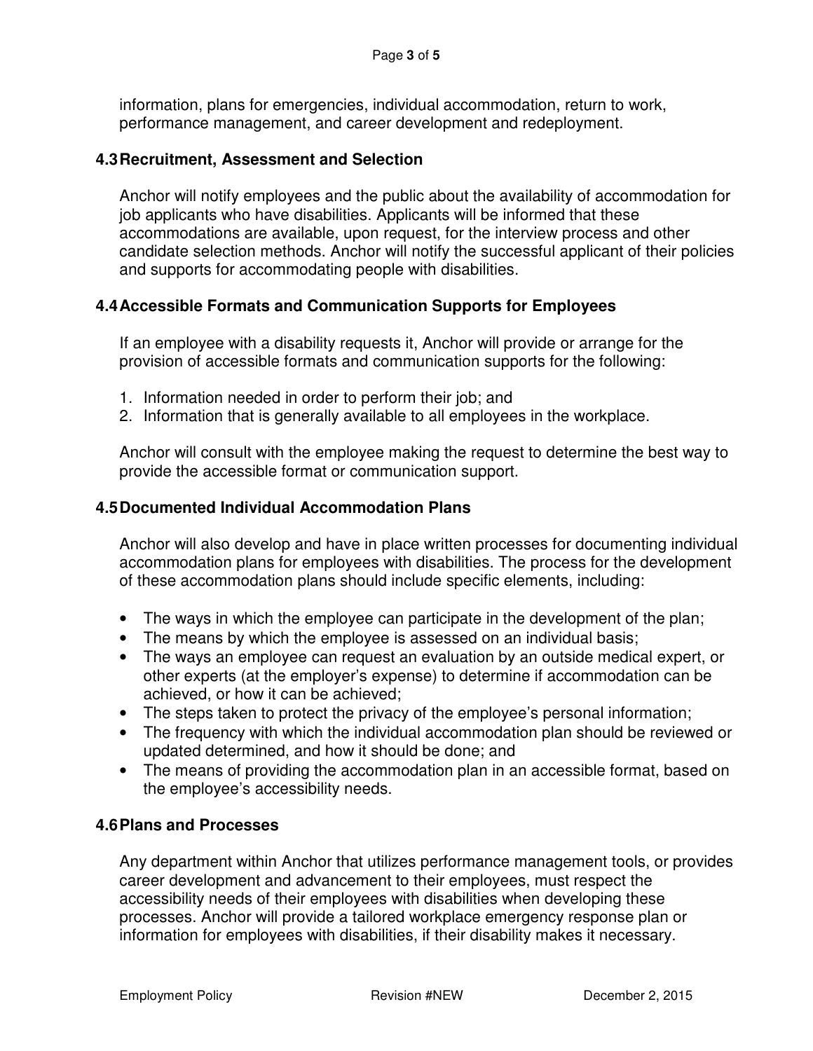information, plans for emergencies, individual accommodation, return to work, performance management, and career development and redeployment.

### 4.3 Recruitment, Assessment and Selection

Anchor will notify employees and the public about the availability of accommodation for job applicants who have disabilities. Applicants will be informed that these accommodations are available, upon request, for the interview process and other candidate selection methods. Anchor will notify the successful applicant of their policies and supports for accommodating people with disabilities.

### 4.4 Accessible Formats and Communication Supports for Employees

If an employee with a disability requests it, Anchor will provide or arrange for the provision of accessible formats and communication supports for the following:

1. Information needed in order to perform their job; and
2. Information that is generally available to all employees in the workplace.

Anchor will consult with the employee making the request to determine the best way to provide the accessible format or communication support.

### 4.5 Documented Individual Accommodation Plans

Anchor will also develop and have in place written processes for documenting individual accommodation plans for employees with disabilities. The process for the development of these accommodation plans should include specific elements, including:

- The ways in which the employee can participate in the development of the plan;
- The means by which the employee is assessed on an individual basis;
- The ways an employee can request an evaluation by an outside medical expert, or other experts (at the employer's expense) to determine if accommodation can be achieved, or how it can be achieved;
- The steps taken to protect the privacy of the employee's personal information;
- The frequency with which the individual accommodation plan should be reviewed or updated determined, and how it should be done; and
- The means of providing the accommodation plan in an accessible format, based on the employee's accessibility needs.

### 4.6 Plans and Processes

Any department within Anchor that utilizes performance management tools, or provides career development and advancement to their employees, must respect the accessibility needs of their employees with disabilities when developing these processes. Anchor will provide a tailored workplace emergency response plan or information for employees with disabilities, if their disability makes it necessary.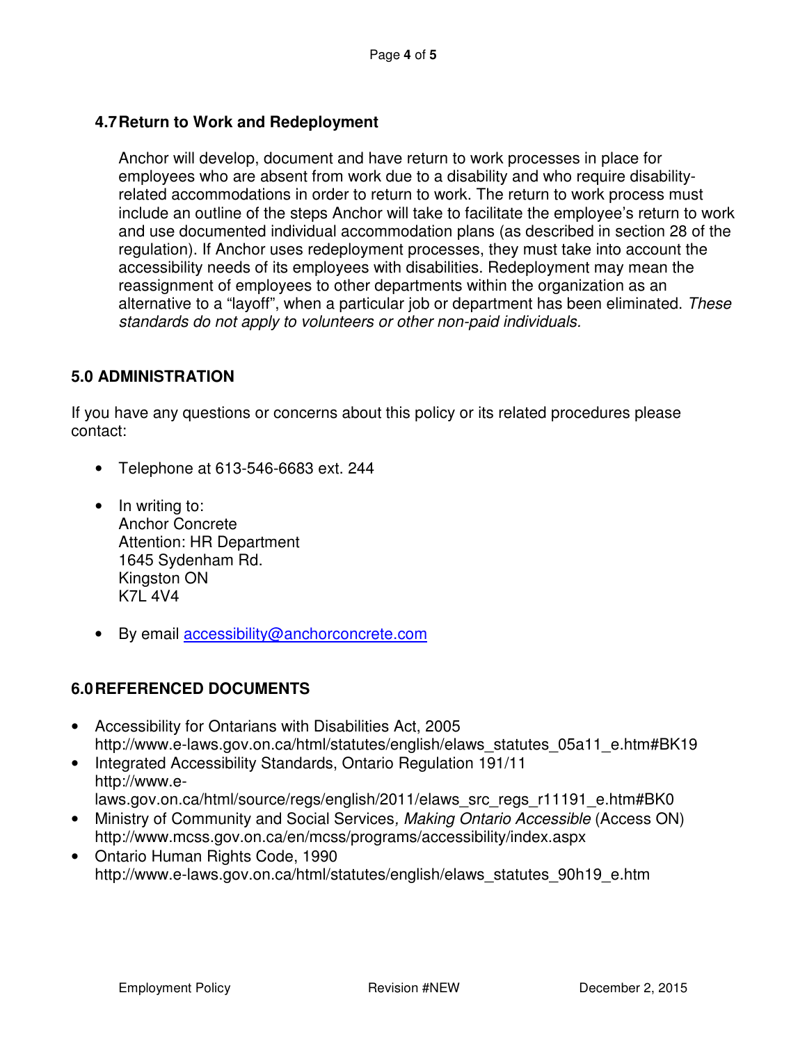### 4.7 Return to Work and Redeployment

Anchor will develop, document and have return to work processes in place for employees who are absent from work due to a disability and who require disability-related accommodations in order to return to work. The return to work process must include an outline of the steps Anchor will take to facilitate the employee's return to work and use documented individual accommodation plans (as described in section 28 of the regulation). If Anchor uses redeployment processes, they must take into account the accessibility needs of its employees with disabilities. Redeployment may mean the reassignment of employees to other departments within the organization as an alternative to a "layoff", when a particular job or department has been eliminated. *These standards do not apply to volunteers or other non-paid individuals.*

## 5.0 ADMINISTRATION

If you have any questions or concerns about this policy or its related procedures please contact:

- Telephone at 613-546-6683 ext. 244
- In writing to:
  Anchor Concrete
  Attention: HR Department
  1645 Sydenham Rd.
  Kingston ON
  K7L 4V4
- By email [accessibility@anchorconcrete.com](mailto:accessibility@anchorconcrete.com)

## 6.0 REFERENCED DOCUMENTS

- Accessibility for Ontarians with Disabilities Act, 2005
  http://www.e-laws.gov.on.ca/html/statutes/english/elaws_statutes_05a11_e.htm#BK19
- Integrated Accessibility Standards, Ontario Regulation 191/11
  http://www.e-laws.gov.on.ca/html/source/regs/english/2011/elaws_src_regs_r11191_e.htm#BK0
- Ministry of Community and Social Services*, Making Ontario Accessible* (Access ON)
  http://www.mcss.gov.on.ca/en/mcss/programs/accessibility/index.aspx
- Ontario Human Rights Code, 1990
  http://www.e-laws.gov.on.ca/html/statutes/english/elaws_statutes_90h19_e.htm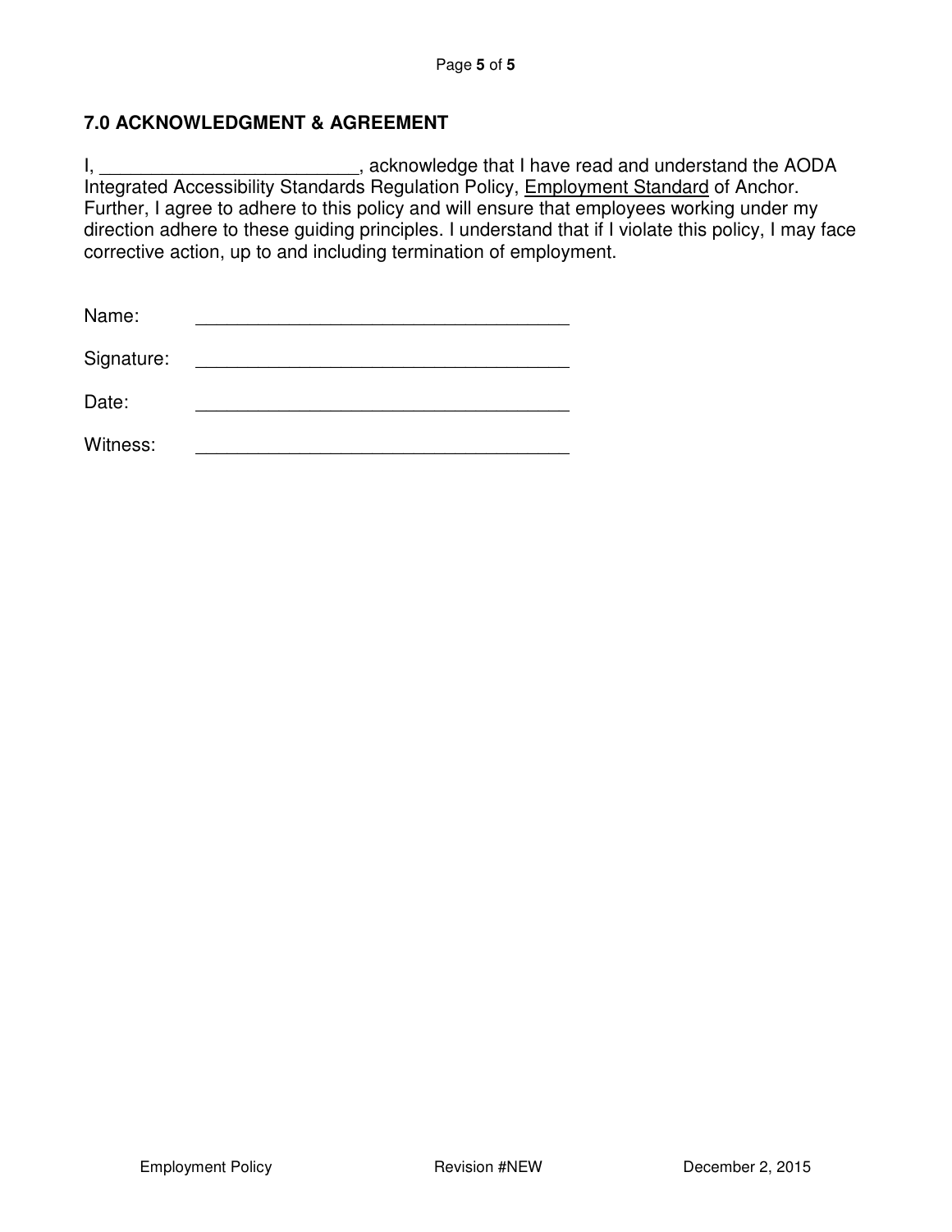## 7.0 ACKNOWLEDGMENT & AGREEMENT

I, _________________________, acknowledge that I have read and understand the AODA Integrated Accessibility Standards Regulation Policy, Employment Standard of Anchor. Further, I agree to adhere to this policy and will ensure that employees working under my direction adhere to these guiding principles. I understand that if I violate this policy, I may face corrective action, up to and including termination of employment.

Name: ____________________________________

Signature: ____________________________________

Date: ____________________________________

Witness: ____________________________________